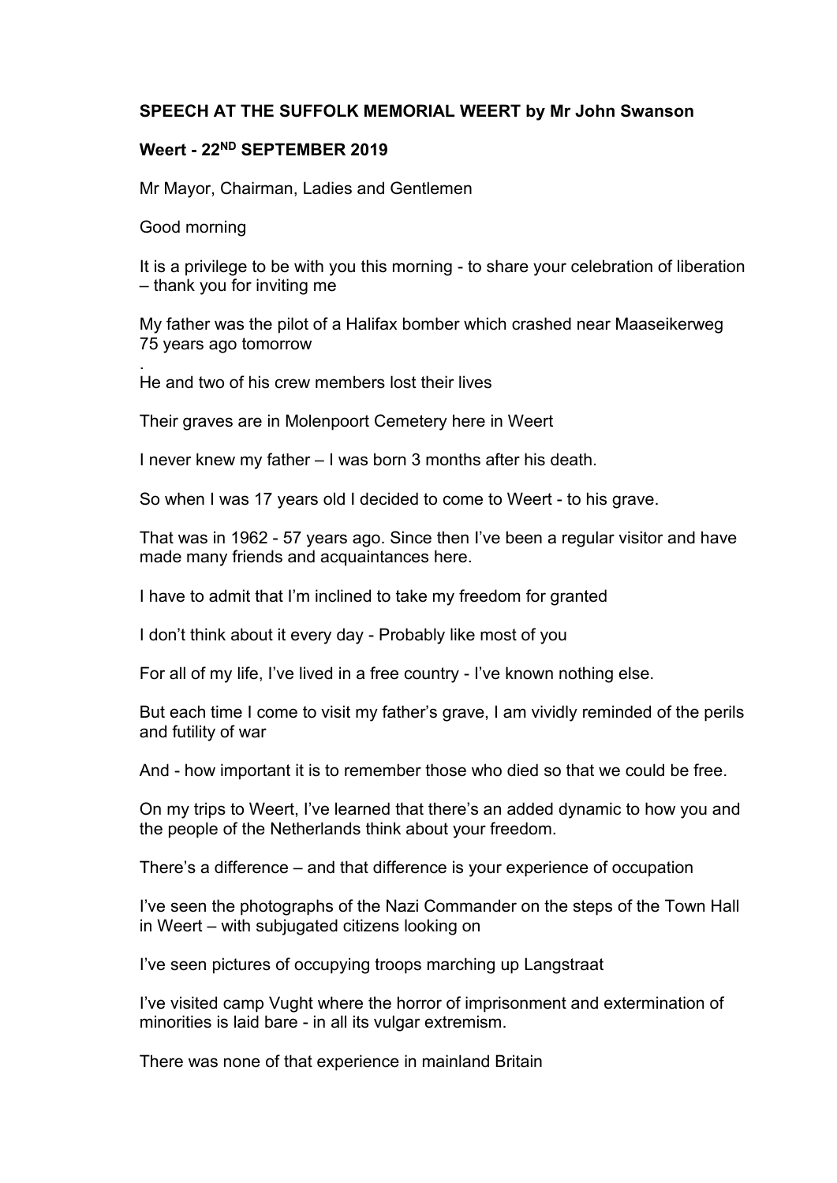**SPEECH AT THE SUFFOLK MEMORIAL WEERT by Mr John Swanson**

**Weert - 22ND SEPTEMBER 2019**

Mr Mayor, Chairman, Ladies and Gentlemen

Good morning

It is a privilege to be with you this morning - to share your celebration of liberation – thank you for inviting me

My father was the pilot of a Halifax bomber which crashed near Maaseikerweg 75 years ago tomorrow

.

He and two of his crew members lost their lives

Their graves are in Molenpoort Cemetery here in Weert

I never knew my father – I was born 3 months after his death.

So when I was 17 years old I decided to come to Weert - to his grave.

That was in 1962 - 57 years ago. Since then I've been a regular visitor and have made many friends and acquaintances here.

I have to admit that I'm inclined to take my freedom for granted

I don't think about it every day - Probably like most of you

For all of my life, I've lived in a free country - I've known nothing else.

But each time I come to visit my father's grave, I am vividly reminded of the perils and futility of war

And - how important it is to remember those who died so that we could be free.

On my trips to Weert, I've learned that there's an added dynamic to how you and the people of the Netherlands think about your freedom.

There's a difference – and that difference is your experience of occupation

I've seen the photographs of the Nazi Commander on the steps of the Town Hall in Weert – with subjugated citizens looking on

I've seen pictures of occupying troops marching up Langstraat

I've visited camp Vught where the horror of imprisonment and extermination of minorities is laid bare - in all its vulgar extremism.

There was none of that experience in mainland Britain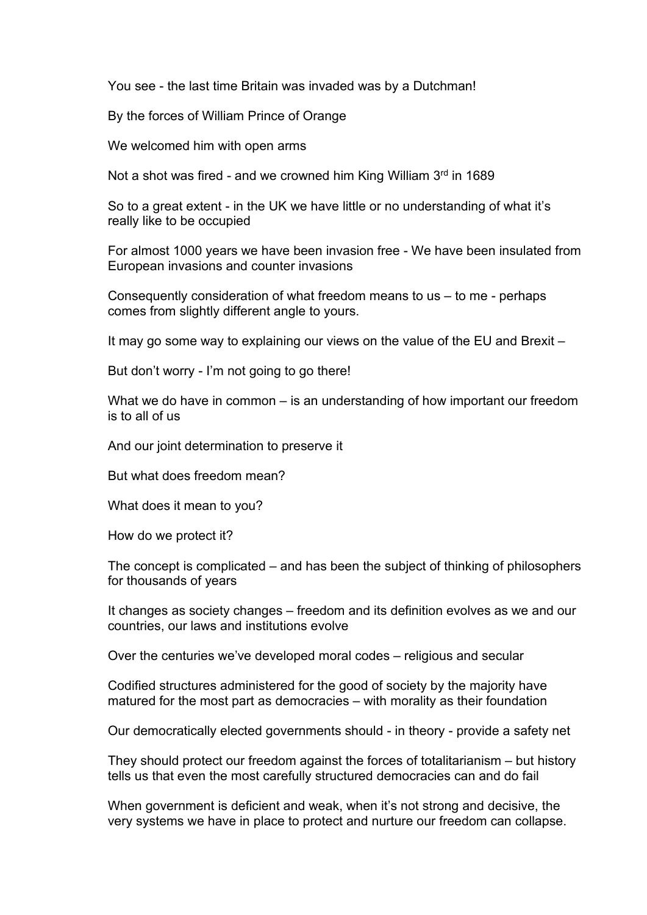You see - the last time Britain was invaded was by a Dutchman!

By the forces of William Prince of Orange

We welcomed him with open arms

Not a shot was fired - and we crowned him King William 3rd in 1689

So to a great extent - in the UK we have little or no understanding of what it's really like to be occupied

For almost 1000 years we have been invasion free - We have been insulated from European invasions and counter invasions

Consequently consideration of what freedom means to us – to me - perhaps comes from slightly different angle to yours.

It may go some way to explaining our views on the value of the EU and Brexit –

But don't worry - I'm not going to go there!

What we do have in common – is an understanding of how important our freedom is to all of us

And our joint determination to preserve it

But what does freedom mean?

What does it mean to you?

How do we protect it?

The concept is complicated – and has been the subject of thinking of philosophers for thousands of years

It changes as society changes – freedom and its definition evolves as we and our countries, our laws and institutions evolve

Over the centuries we've developed moral codes – religious and secular

Codified structures administered for the good of society by the majority have matured for the most part as democracies – with morality as their foundation

Our democratically elected governments should - in theory - provide a safety net

They should protect our freedom against the forces of totalitarianism – but history tells us that even the most carefully structured democracies can and do fail

When government is deficient and weak, when it's not strong and decisive, the very systems we have in place to protect and nurture our freedom can collapse.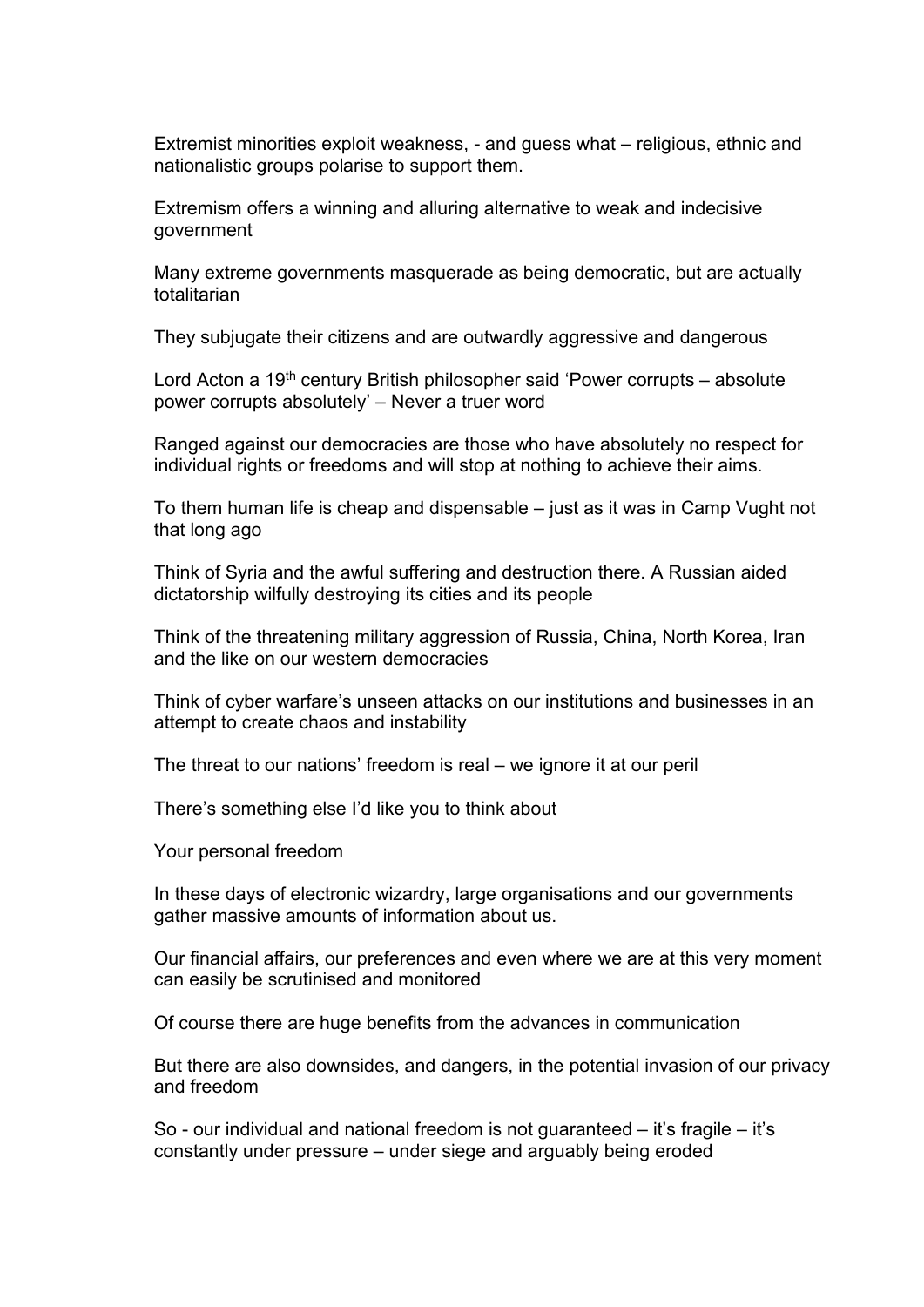Extremist minorities exploit weakness, - and guess what – religious, ethnic and nationalistic groups polarise to support them.

Extremism offers a winning and alluring alternative to weak and indecisive government

Many extreme governments masquerade as being democratic, but are actually totalitarian

They subjugate their citizens and are outwardly aggressive and dangerous

Lord Acton a 19th century British philosopher said 'Power corrupts – absolute power corrupts absolutely' – Never a truer word

Ranged against our democracies are those who have absolutely no respect for individual rights or freedoms and will stop at nothing to achieve their aims.

To them human life is cheap and dispensable – just as it was in Camp Vught not that long ago

Think of Syria and the awful suffering and destruction there. A Russian aided dictatorship wilfully destroying its cities and its people

Think of the threatening military aggression of Russia, China, North Korea, Iran and the like on our western democracies

Think of cyber warfare's unseen attacks on our institutions and businesses in an attempt to create chaos and instability

The threat to our nations' freedom is real – we ignore it at our peril

There's something else I'd like you to think about

Your personal freedom

In these days of electronic wizardry, large organisations and our governments gather massive amounts of information about us.

Our financial affairs, our preferences and even where we are at this very moment can easily be scrutinised and monitored

Of course there are huge benefits from the advances in communication

But there are also downsides, and dangers, in the potential invasion of our privacy and freedom

So - our individual and national freedom is not guaranteed – it's fragile – it's constantly under pressure – under siege and arguably being eroded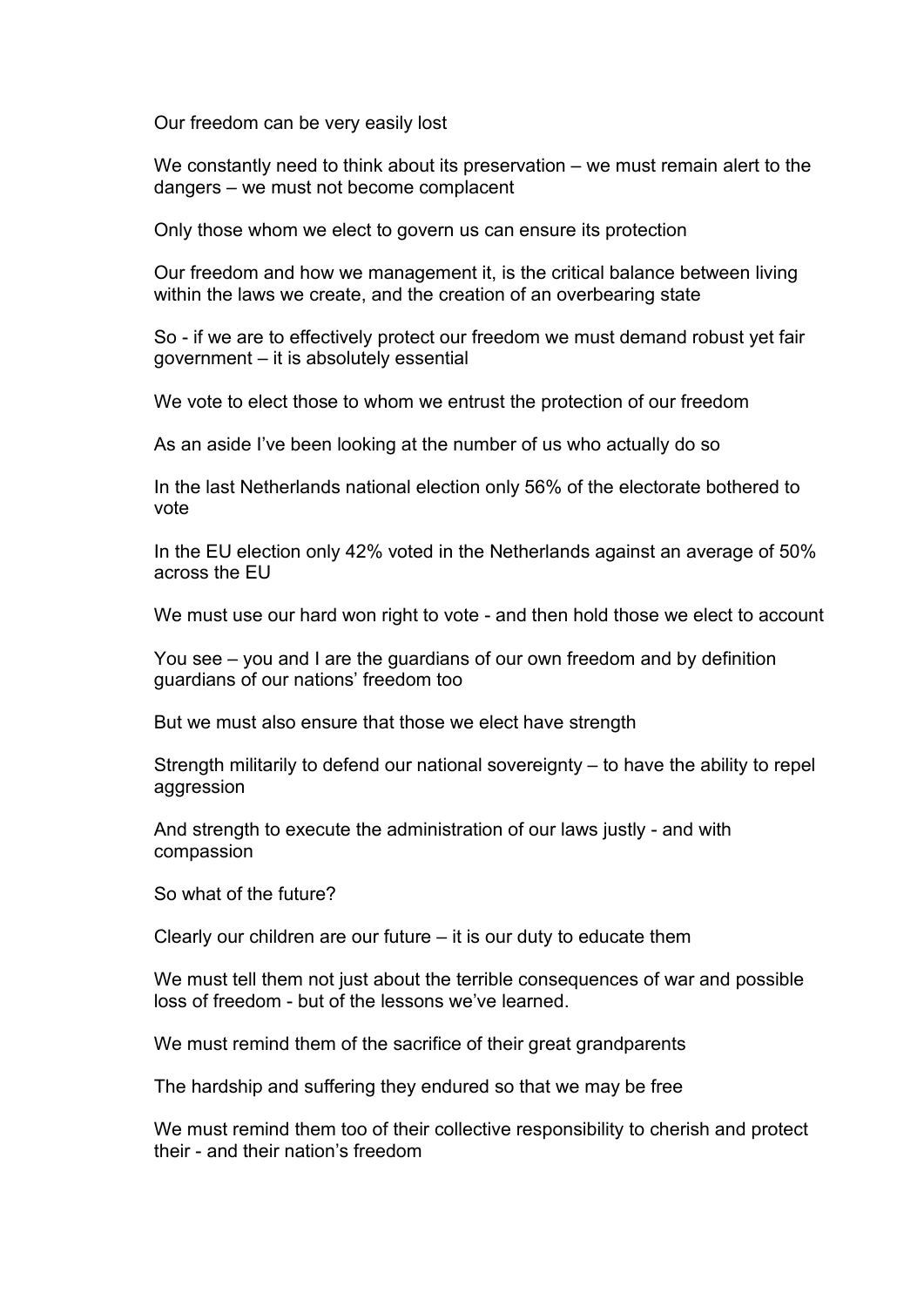Our freedom can be very easily lost

We constantly need to think about its preservation – we must remain alert to the dangers – we must not become complacent

Only those whom we elect to govern us can ensure its protection

Our freedom and how we management it, is the critical balance between living within the laws we create, and the creation of an overbearing state

So - if we are to effectively protect our freedom we must demand robust yet fair government – it is absolutely essential

We vote to elect those to whom we entrust the protection of our freedom

As an aside I've been looking at the number of us who actually do so

In the last Netherlands national election only 56% of the electorate bothered to vote

In the EU election only 42% voted in the Netherlands against an average of 50% across the EU

We must use our hard won right to vote - and then hold those we elect to account

You see – you and I are the guardians of our own freedom and by definition guardians of our nations' freedom too

But we must also ensure that those we elect have strength

Strength militarily to defend our national sovereignty – to have the ability to repel aggression

And strength to execute the administration of our laws justly - and with compassion

So what of the future?

Clearly our children are our future – it is our duty to educate them

We must tell them not just about the terrible consequences of war and possible loss of freedom - but of the lessons we've learned.

We must remind them of the sacrifice of their great grandparents

The hardship and suffering they endured so that we may be free

We must remind them too of their collective responsibility to cherish and protect their - and their nation's freedom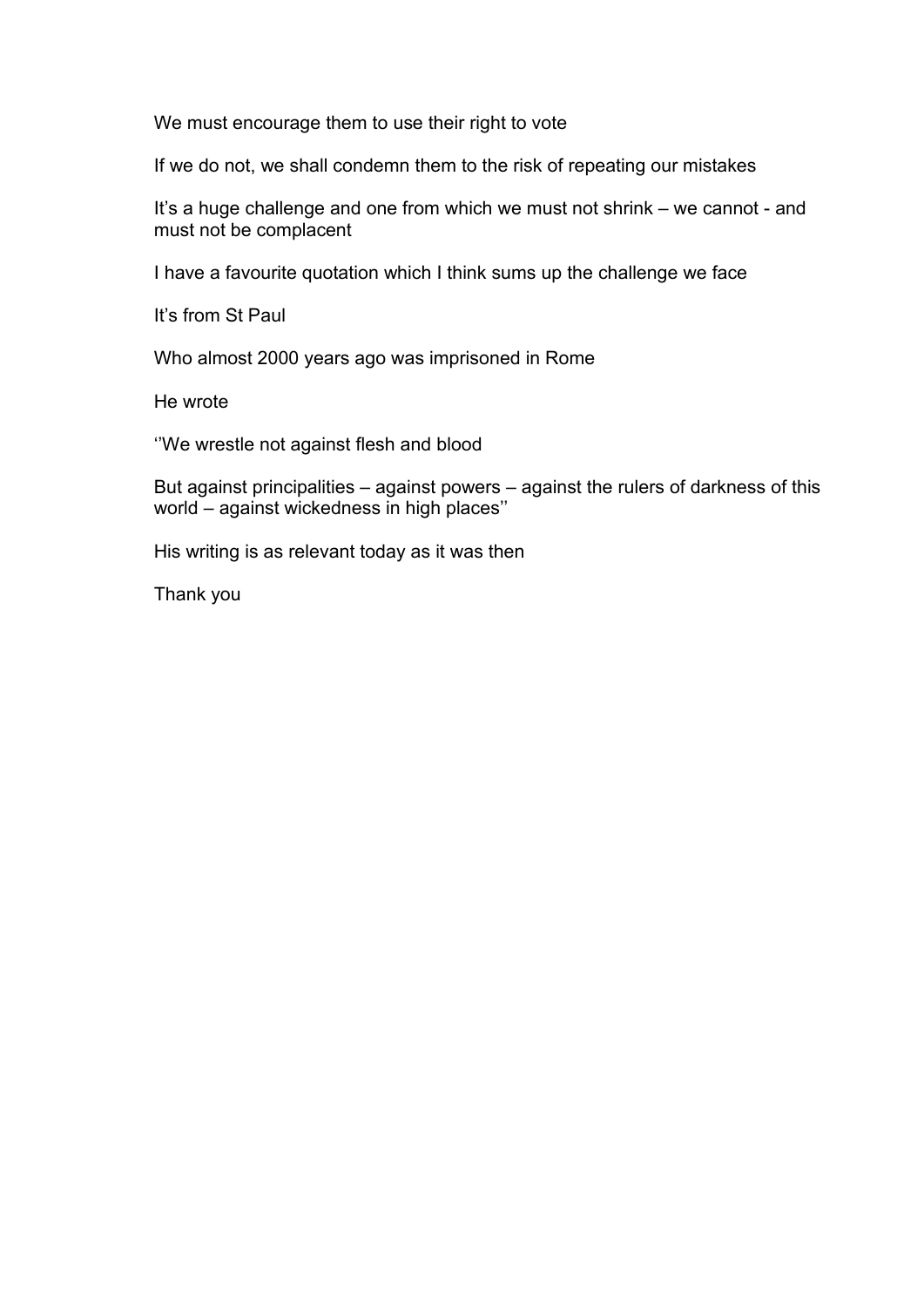We must encourage them to use their right to vote

If we do not, we shall condemn them to the risk of repeating our mistakes

It's a huge challenge and one from which we must not shrink – we cannot - and must not be complacent

I have a favourite quotation which I think sums up the challenge we face

It's from St Paul

Who almost 2000 years ago was imprisoned in Rome

He wrote

''We wrestle not against flesh and blood

But against principalities – against powers – against the rulers of darkness of this world – against wickedness in high places''

His writing is as relevant today as it was then

Thank you